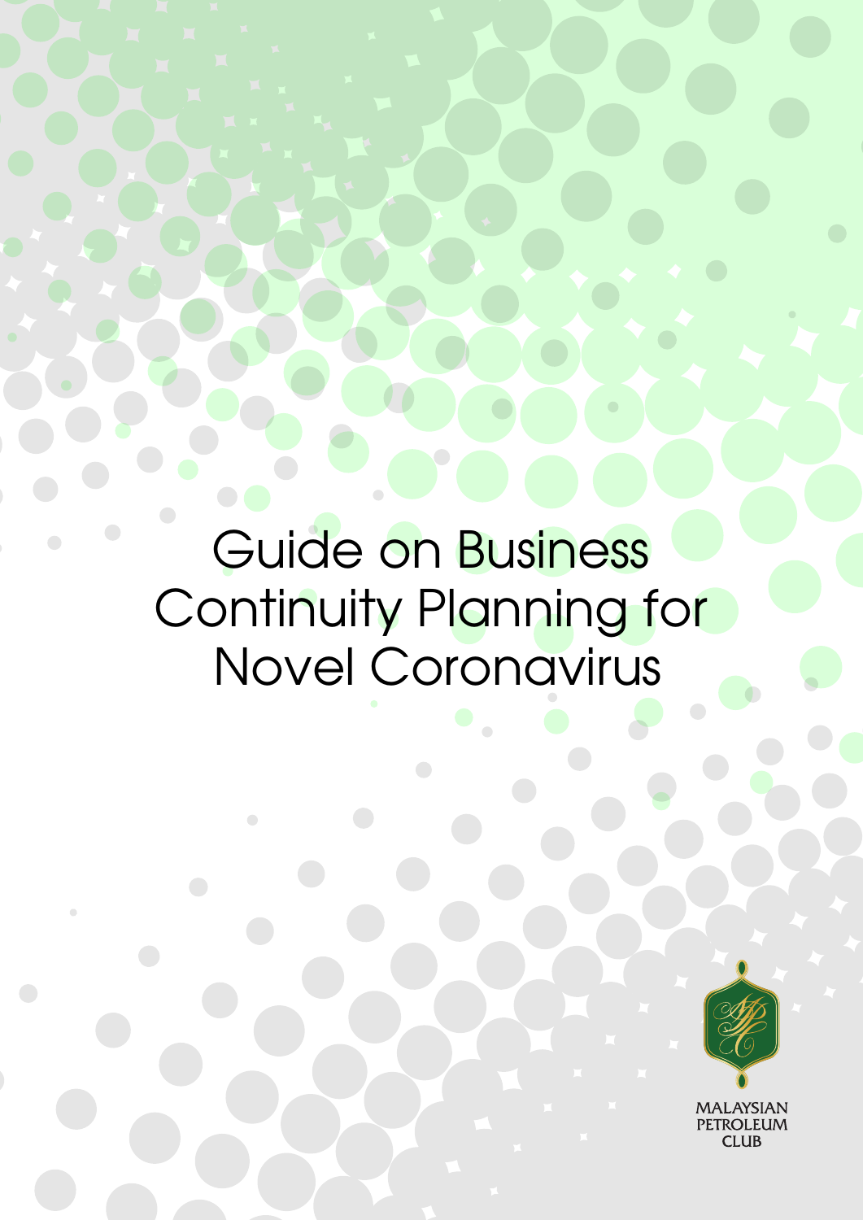# Guide on Business Continuity Planning for Novel Coronavirus

MALAYSIAN PETROLEUM CLUB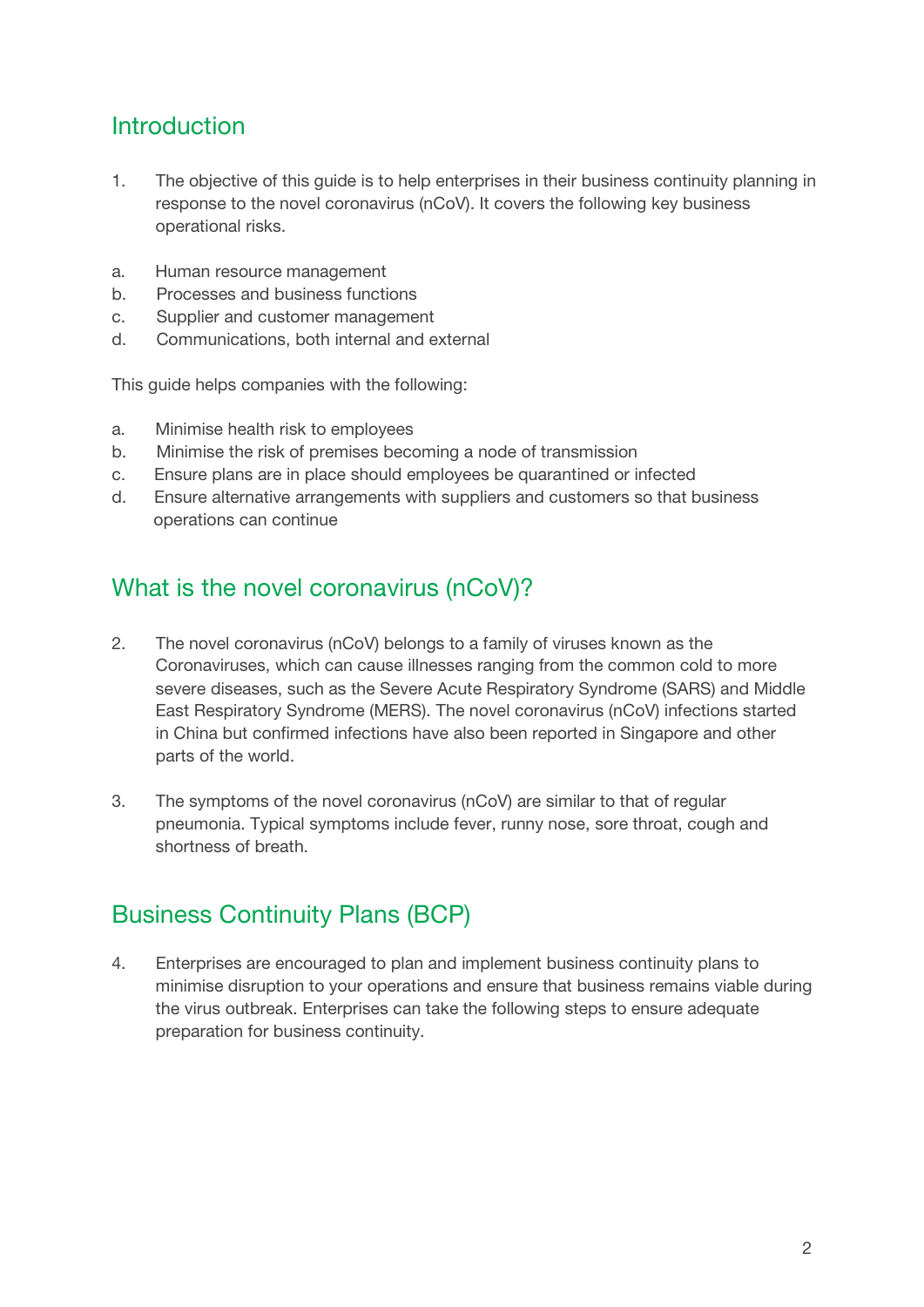## Introduction

1. The objective of this guide is to help enterprises in their business continuity planning in response to the novel coronavirus (nCoV). It covers the following key business operational risks.

a. Human resource management
b. Processes and business functions
c. Supplier and customer management
d. Communications, both internal and external

This guide helps companies with the following:

a. Minimise health risk to employees
b. Minimise the risk of premises becoming a node of transmission
c. Ensure plans are in place should employees be quarantined or infected
d. Ensure alternative arrangements with suppliers and customers so that business operations can continue

## What is the novel coronavirus (nCoV)?

2. The novel coronavirus (nCoV) belongs to a family of viruses known as the Coronaviruses, which can cause illnesses ranging from the common cold to more severe diseases, such as the Severe Acute Respiratory Syndrome (SARS) and Middle East Respiratory Syndrome (MERS). The novel coronavirus (nCoV) infections started in China but confirmed infections have also been reported in Singapore and other parts of the world.

3. The symptoms of the novel coronavirus (nCoV) are similar to that of regular pneumonia. Typical symptoms include fever, runny nose, sore throat, cough and shortness of breath.

## Business Continuity Plans (BCP)

4. Enterprises are encouraged to plan and implement business continuity plans to minimise disruption to your operations and ensure that business remains viable during the virus outbreak. Enterprises can take the following steps to ensure adequate preparation for business continuity.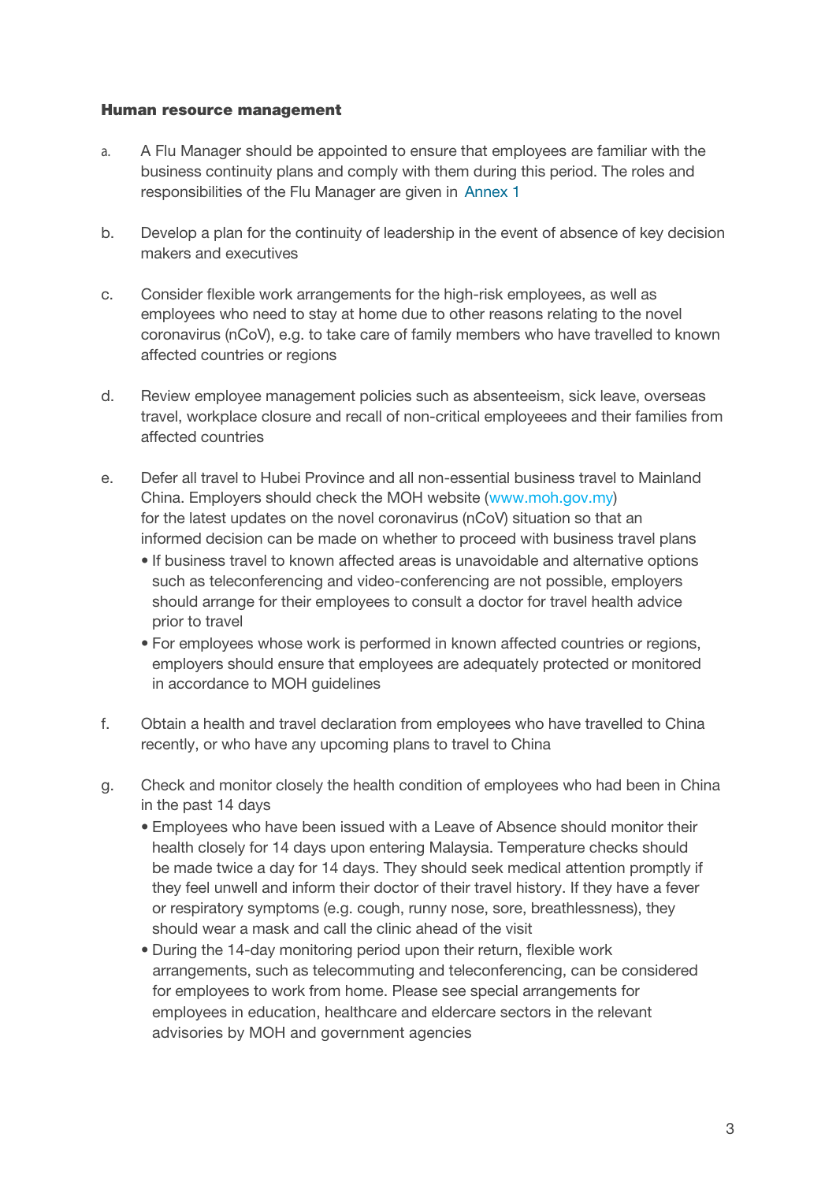**Human resource management**

a. A Flu Manager should be appointed to ensure that employees are familiar with the business continuity plans and comply with them during this period. The roles and responsibilities of the Flu Manager are given in Annex 1

b. Develop a plan for the continuity of leadership in the event of absence of key decision makers and executives

c. Consider flexible work arrangements for the high-risk employees, as well as employees who need to stay at home due to other reasons relating to the novel coronavirus (nCoV), e.g. to take care of family members who have travelled to known affected countries or regions

d. Review employee management policies such as absenteeism, sick leave, overseas travel, workplace closure and recall of non-critical employeees and their families from affected countries

e. Defer all travel to Hubei Province and all non-essential business travel to Mainland China. Employers should check the MOH website (www.moh.gov.my) for the latest updates on the novel coronavirus (nCoV) situation so that an informed decision can be made on whether to proceed with business travel plans
   - If business travel to known affected areas is unavoidable and alternative options such as teleconferencing and video-conferencing are not possible, employers should arrange for their employees to consult a doctor for travel health advice prior to travel
   - For employees whose work is performed in known affected countries or regions, employers should ensure that employees are adequately protected or monitored in accordance to MOH guidelines

f. Obtain a health and travel declaration from employees who have travelled to China recently, or who have any upcoming plans to travel to China

g. Check and monitor closely the health condition of employees who had been in China in the past 14 days
   - Employees who have been issued with a Leave of Absence should monitor their health closely for 14 days upon entering Malaysia. Temperature checks should be made twice a day for 14 days. They should seek medical attention promptly if they feel unwell and inform their doctor of their travel history. If they have a fever or respiratory symptoms (e.g. cough, runny nose, sore, breathlessness), they should wear a mask and call the clinic ahead of the visit
   - During the 14-day monitoring period upon their return, flexible work arrangements, such as telecommuting and teleconferencing, can be considered for employees to work from home. Please see special arrangements for employees in education, healthcare and eldercare sectors in the relevant advisories by MOH and government agencies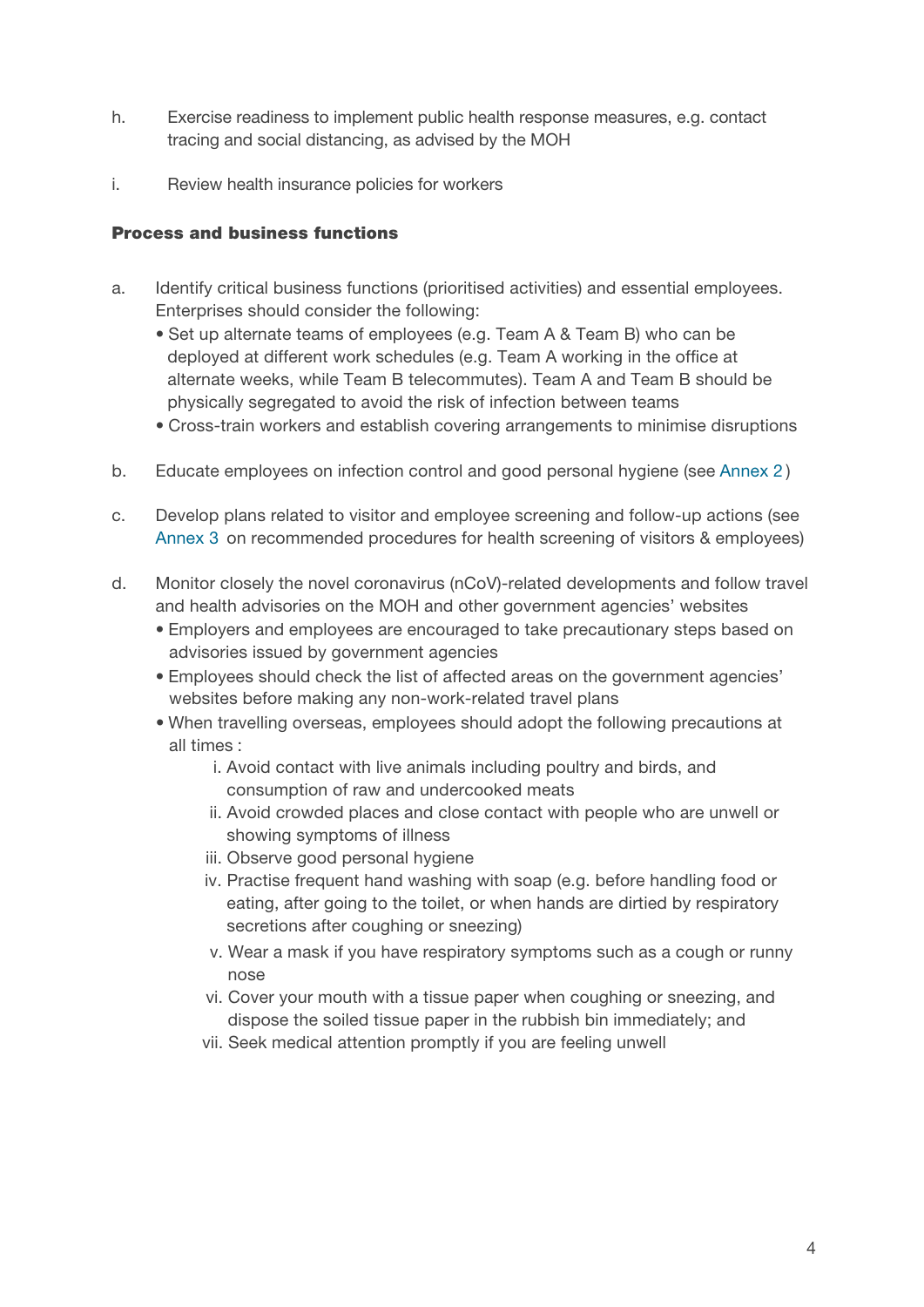h. Exercise readiness to implement public health response measures, e.g. contact tracing and social distancing, as advised by the MOH

i. Review health insurance policies for workers

**Process and business functions**

a. Identify critical business functions (prioritised activities) and essential employees. Enterprises should consider the following:
   - Set up alternate teams of employees (e.g. Team A & Team B) who can be deployed at different work schedules (e.g. Team A working in the office at alternate weeks, while Team B telecommutes). Team A and Team B should be physically segregated to avoid the risk of infection between teams
   - Cross-train workers and establish covering arrangements to minimise disruptions

b. Educate employees on infection control and good personal hygiene (see Annex 2)

c. Develop plans related to visitor and employee screening and follow-up actions (see Annex 3 on recommended procedures for health screening of visitors & employees)

d. Monitor closely the novel coronavirus (nCoV)-related developments and follow travel and health advisories on the MOH and other government agencies' websites
   - Employers and employees are encouraged to take precautionary steps based on advisories issued by government agencies
   - Employees should check the list of affected areas on the government agencies' websites before making any non-work-related travel plans
   - When travelling overseas, employees should adopt the following precautions at all times :
      i. Avoid contact with live animals including poultry and birds, and consumption of raw and undercooked meats
      ii. Avoid crowded places and close contact with people who are unwell or showing symptoms of illness
      iii. Observe good personal hygiene
      iv. Practise frequent hand washing with soap (e.g. before handling food or eating, after going to the toilet, or when hands are dirtied by respiratory secretions after coughing or sneezing)
      v. Wear a mask if you have respiratory symptoms such as a cough or runny nose
      vi. Cover your mouth with a tissue paper when coughing or sneezing, and dispose the soiled tissue paper in the rubbish bin immediately; and
      vii. Seek medical attention promptly if you are feeling unwell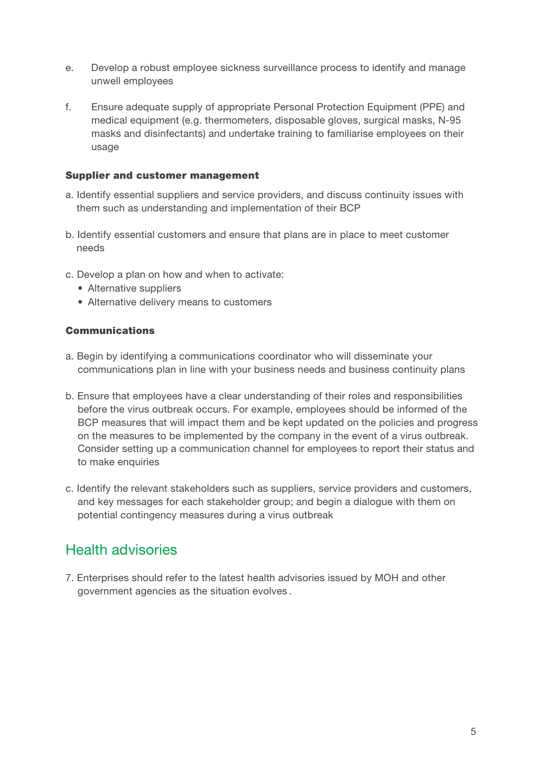e. Develop a robust employee sickness surveillance process to identify and manage unwell employees

f. Ensure adequate supply of appropriate Personal Protection Equipment (PPE) and medical equipment (e.g. thermometers, disposable gloves, surgical masks, N-95 masks and disinfectants) and undertake training to familiarise employees on their usage

**Supplier and customer management**

a. Identify essential suppliers and service providers, and discuss continuity issues with them such as understanding and implementation of their BCP

b. Identify essential customers and ensure that plans are in place to meet customer needs

c. Develop a plan on how and when to activate:
   - Alternative suppliers
   - Alternative delivery means to customers

**Communications**

a. Begin by identifying a communications coordinator who will disseminate your communications plan in line with your business needs and business continuity plans

b. Ensure that employees have a clear understanding of their roles and responsibilities before the virus outbreak occurs. For example, employees should be informed of the BCP measures that will impact them and be kept updated on the policies and progress on the measures to be implemented by the company in the event of a virus outbreak. Consider setting up a communication channel for employees to report their status and to make enquiries

c. Identify the relevant stakeholders such as suppliers, service providers and customers, and key messages for each stakeholder group; and begin a dialogue with them on potential contingency measures during a virus outbreak

## Health advisories

7. Enterprises should refer to the latest health advisories issued by MOH and other government agencies as the situation evolves.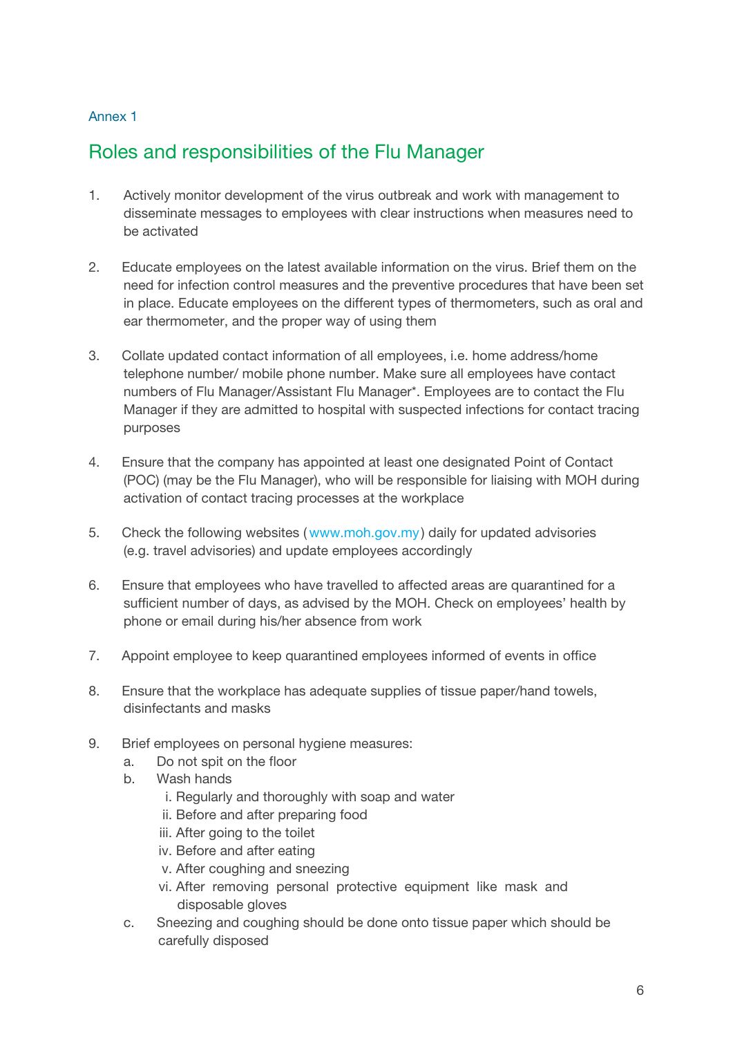Annex 1

## Roles and responsibilities of the Flu Manager

1. Actively monitor development of the virus outbreak and work with management to disseminate messages to employees with clear instructions when measures need to be activated

2. Educate employees on the latest available information on the virus. Brief them on the need for infection control measures and the preventive procedures that have been set in place. Educate employees on the different types of thermometers, such as oral and ear thermometer, and the proper way of using them

3. Collate updated contact information of all employees, i.e. home address/home telephone number/ mobile phone number. Make sure all employees have contact numbers of Flu Manager/Assistant Flu Manager*. Employees are to contact the Flu Manager if they are admitted to hospital with suspected infections for contact tracing purposes

4. Ensure that the company has appointed at least one designated Point of Contact (POC) (may be the Flu Manager), who will be responsible for liaising with MOH during activation of contact tracing processes at the workplace

5. Check the following websites (www.moh.gov.my) daily for updated advisories (e.g. travel advisories) and update employees accordingly

6. Ensure that employees who have travelled to affected areas are quarantined for a sufficient number of days, as advised by the MOH. Check on employees' health by phone or email during his/her absence from work

7. Appoint employee to keep quarantined employees informed of events in office

8. Ensure that the workplace has adequate supplies of tissue paper/hand towels, disinfectants and masks

9. Brief employees on personal hygiene measures:
    a. Do not spit on the floor
    b. Wash hands
        i. Regularly and thoroughly with soap and water
        ii. Before and after preparing food
        iii. After going to the toilet
        iv. Before and after eating
        v. After coughing and sneezing
        vi. After removing personal protective equipment like mask and disposable gloves
    c. Sneezing and coughing should be done onto tissue paper which should be carefully disposed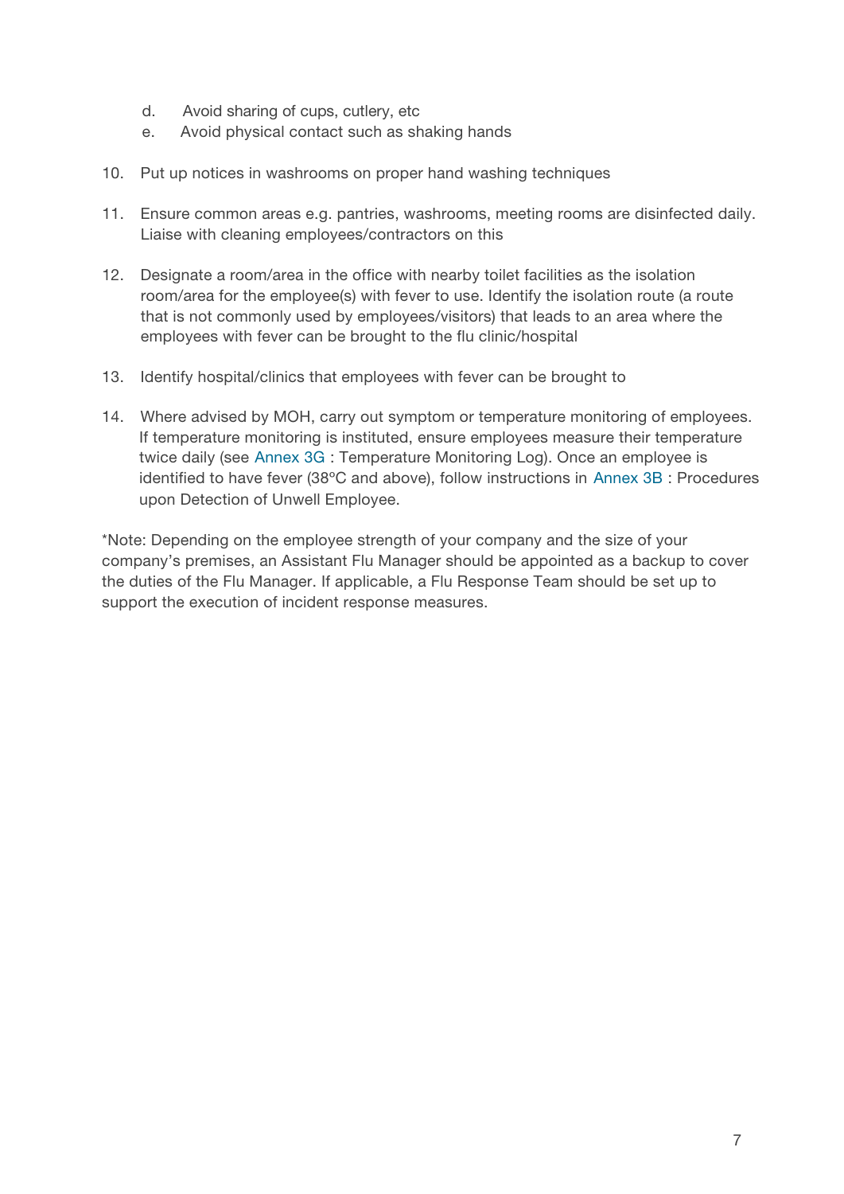d. Avoid sharing of cups, cutlery, etc
   e. Avoid physical contact such as shaking hands

10. Put up notices in washrooms on proper hand washing techniques

11. Ensure common areas e.g. pantries, washrooms, meeting rooms are disinfected daily. Liaise with cleaning employees/contractors on this

12. Designate a room/area in the office with nearby toilet facilities as the isolation room/area for the employee(s) with fever to use. Identify the isolation route (a route that is not commonly used by employees/visitors) that leads to an area where the employees with fever can be brought to the flu clinic/hospital

13. Identify hospital/clinics that employees with fever can be brought to

14. Where advised by MOH, carry out symptom or temperature monitoring of employees. If temperature monitoring is instituted, ensure employees measure their temperature twice daily (see Annex 3G : Temperature Monitoring Log). Once an employee is identified to have fever (38ºC and above), follow instructions in Annex 3B : Procedures upon Detection of Unwell Employee.

*Note: Depending on the employee strength of your company and the size of your company's premises, an Assistant Flu Manager should be appointed as a backup to cover the duties of the Flu Manager. If applicable, a Flu Response Team should be set up to support the execution of incident response measures.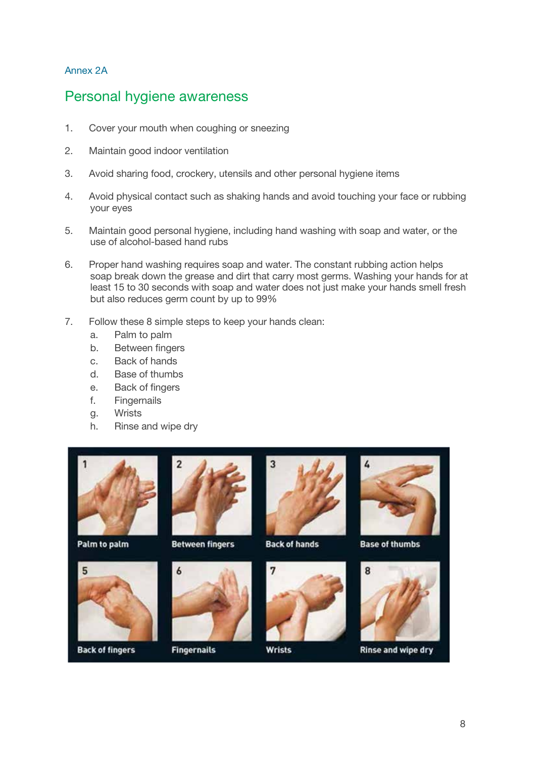Annex 2A

## Personal hygiene awareness

1. Cover your mouth when coughing or sneezing

2. Maintain good indoor ventilation

3. Avoid sharing food, crockery, utensils and other personal hygiene items

4. Avoid physical contact such as shaking hands and avoid touching your face or rubbing your eyes

5. Maintain good personal hygiene, including hand washing with soap and water, or the use of alcohol-based hand rubs

6. Proper hand washing requires soap and water. The constant rubbing action helps soap break down the grease and dirt that carry most germs. Washing your hands for at least 15 to 30 seconds with soap and water does not just make your hands smell fresh but also reduces germ count by up to 99%

7. Follow these 8 simple steps to keep your hands clean:
    a. Palm to palm
    b. Between fingers
    c. Back of hands
    d. Base of thumbs
    e. Back of fingers
    f. Fingernails
    g. Wrists
    h. Rinse and wipe dry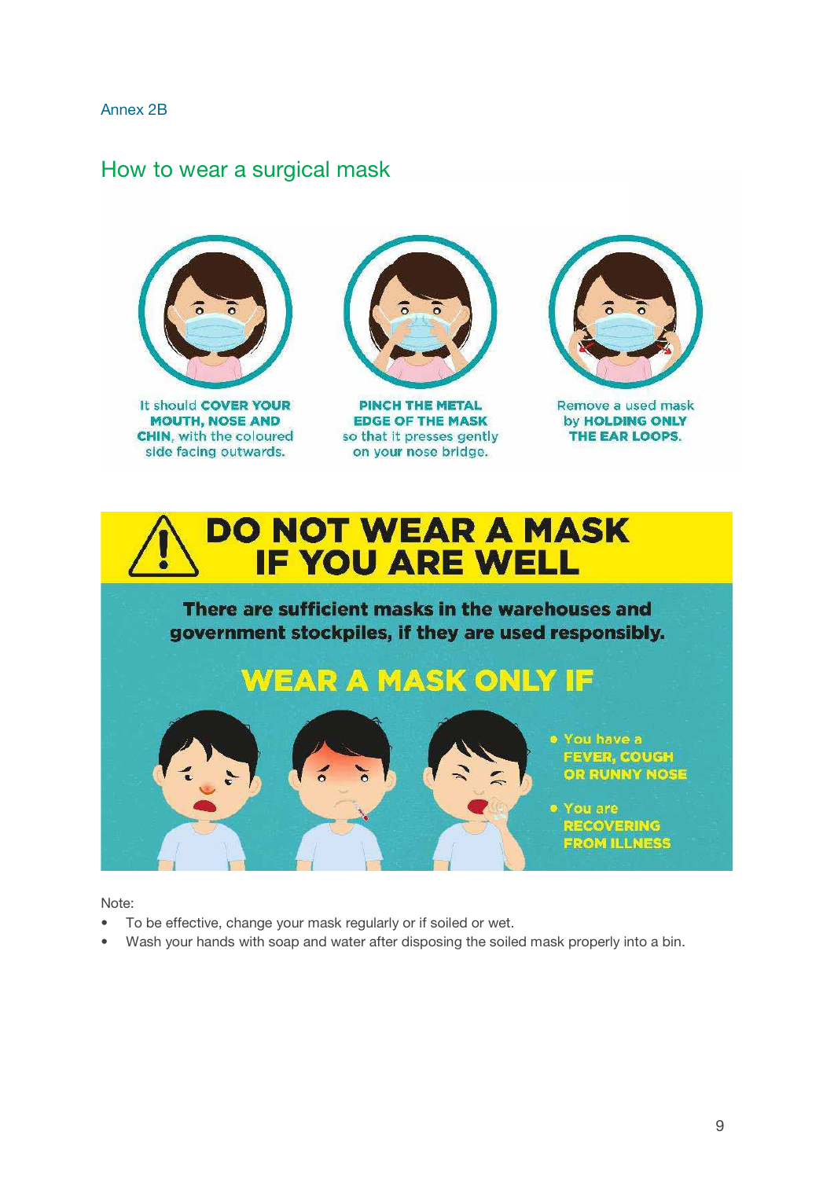Annex 2B

## How to wear a surgical mask

It should **COVER YOUR MOUTH, NOSE AND CHIN**, with the coloured side facing outwards.

**PINCH THE METAL EDGE OF THE MASK** so that it presses gently on your nose bridge.

Remove a used mask by **HOLDING ONLY THE EAR LOOPS.**

## DO NOT WEAR A MASK IF YOU ARE WELL

**There are sufficient masks in the warehouses and government stockpiles, if they are used responsibly.**

### WEAR A MASK ONLY IF

- You have a **FEVER, COUGH OR RUNNY NOSE**
- You are **RECOVERING FROM ILLNESS**

Note:

- To be effective, change your mask regularly or if soiled or wet.
- Wash your hands with soap and water after disposing the soiled mask properly into a bin.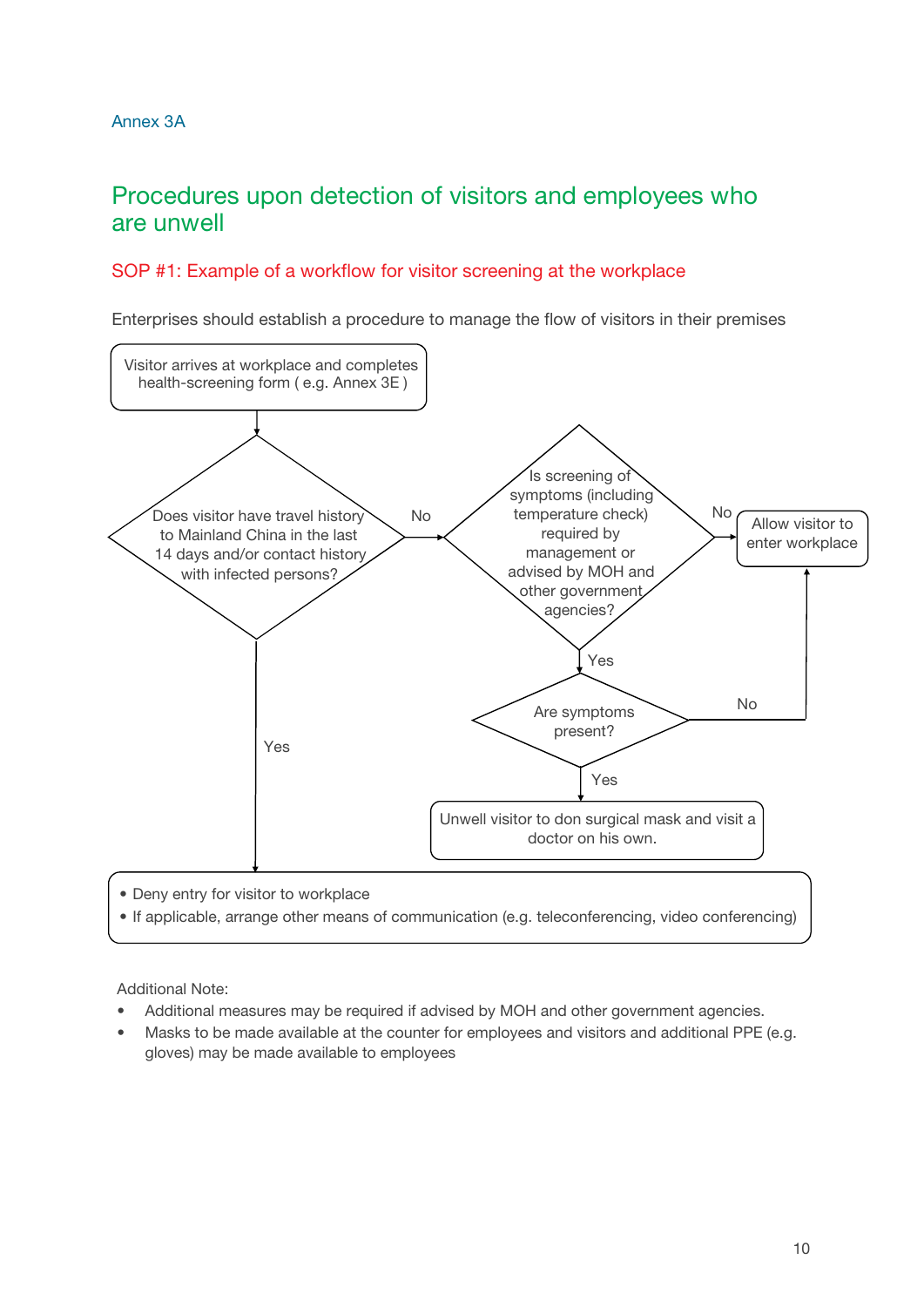Annex 3A

# Procedures upon detection of visitors and employees who are unwell

## SOP #1: Example of a workflow for visitor screening at the workplace

Enterprises should establish a procedure to manage the flow of visitors in their premises

Visitor arrives at workplace and completes health-screening form ( e.g. Annex 3E )

Does visitor have travel history to Mainland China in the last 14 days and/or contact history with infected persons?

- Yes → Deny entry (see below)
- No → Is screening of symptoms (including temperature check) required by management or advised by MOH and other government agencies?
  - No → Allow visitor to enter workplace
  - Yes → Are symptoms present?
    - No → Allow visitor to enter workplace
    - Yes → Unwell visitor to don surgical mask and visit a doctor on his own. → Deny entry (see below)

Deny entry:

- Deny entry for visitor to workplace
- If applicable, arrange other means of communication (e.g. teleconferencing, video conferencing)

Additional Note:

- Additional measures may be required if advised by MOH and other government agencies.
- Masks to be made available at the counter for employees and visitors and additional PPE (e.g. gloves) may be made available to employees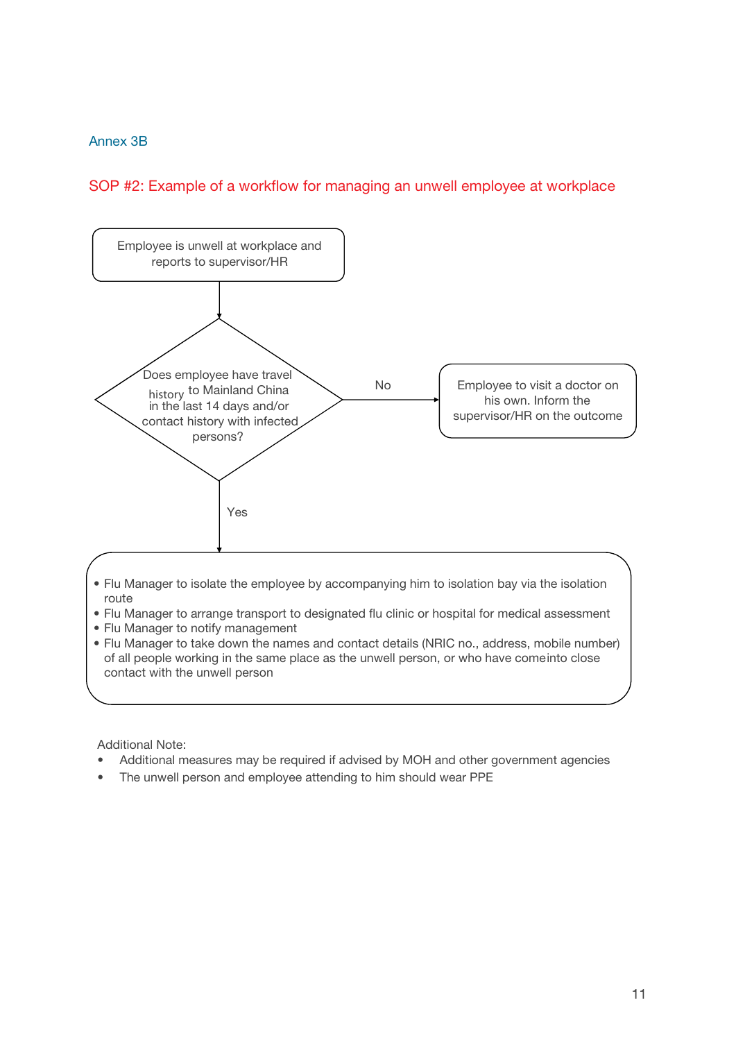Annex 3B

## SOP #2: Example of a workflow for managing an unwell employee at workplace

Employee is unwell at workplace and reports to supervisor/HR

↓

Does employee have travel history to Mainland China in the last 14 days and/or contact history with infected persons?

**No** → Employee to visit a doctor on his own. Inform the supervisor/HR on the outcome

**Yes** ↓

- Flu Manager to isolate the employee by accompanying him to isolation bay via the isolation route
- Flu Manager to arrange transport to designated flu clinic or hospital for medical assessment
- Flu Manager to notify management
- Flu Manager to take down the names and contact details (NRIC no., address, mobile number) of all people working in the same place as the unwell person, or who have comeinto close contact with the unwell person

Additional Note:

- Additional measures may be required if advised by MOH and other government agencies
- The unwell person and employee attending to him should wear PPE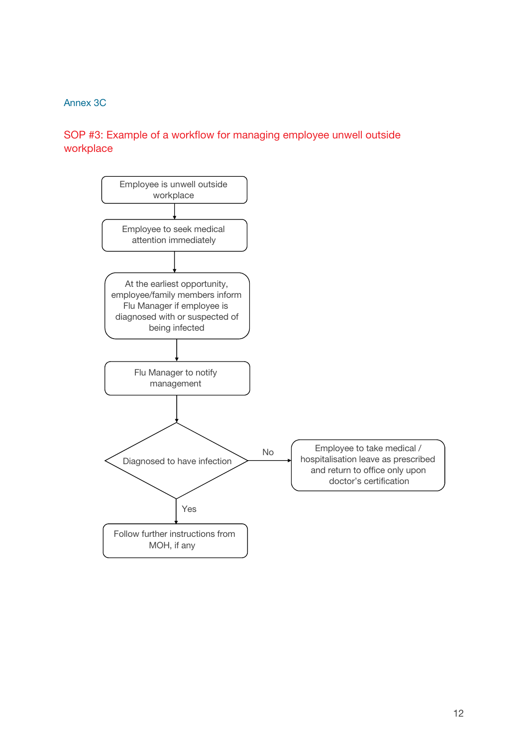Annex 3C

## SOP #3: Example of a workflow for managing employee unwell outside workplace

Employee is unwell outside workplace

↓

Employee to seek medical attention immediately

↓

At the earliest opportunity, employee/family members inform Flu Manager if employee is diagnosed with or suspected of being infected

↓

Flu Manager to notify management

↓

Diagnosed to have infection

- No → Employee to take medical / hospitalisation leave as prescribed and return to office only upon doctor's certification
- Yes → Follow further instructions from MOH, if any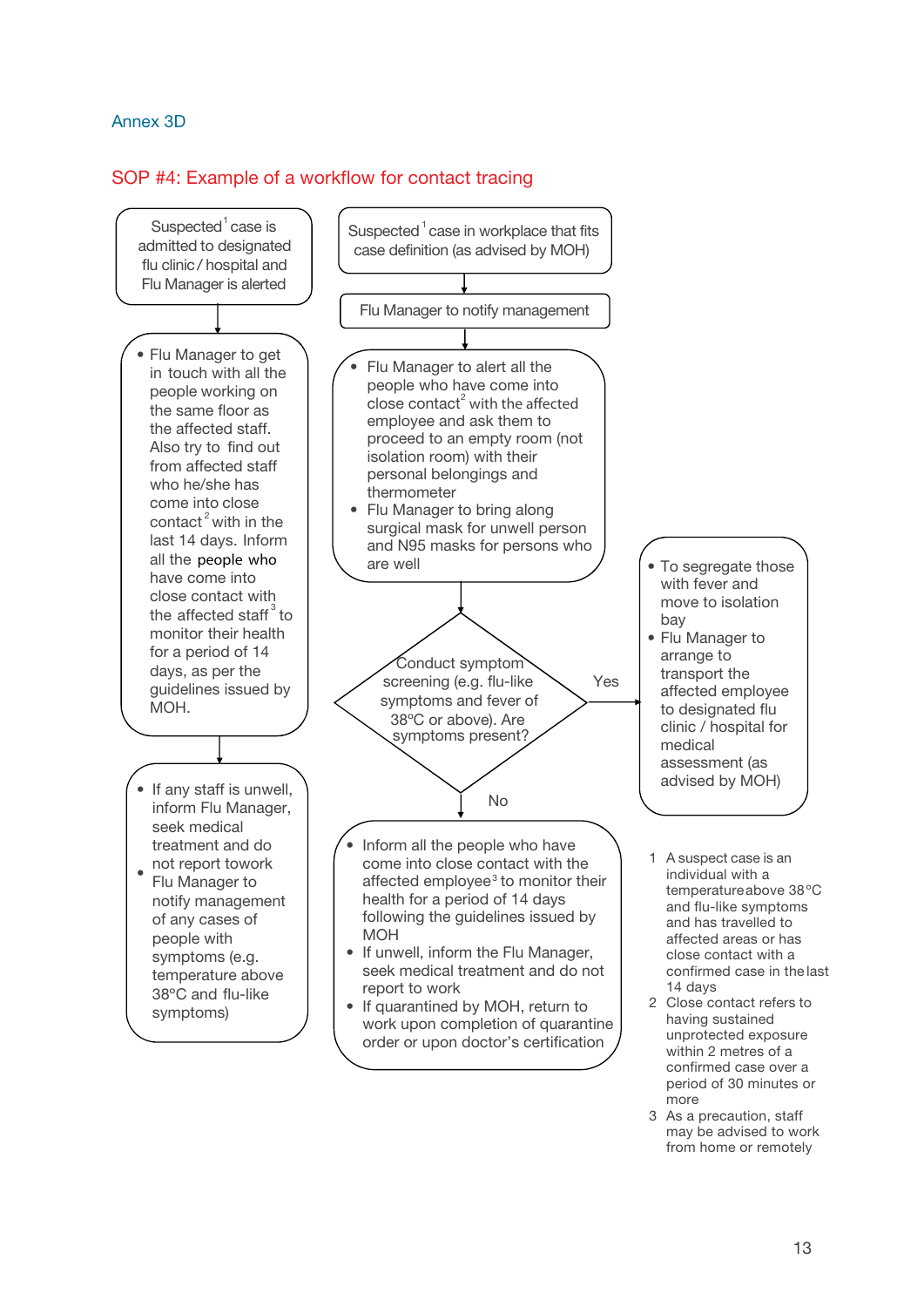Annex 3D

## SOP #4: Example of a workflow for contact tracing

Suspected[1] case is admitted to designated flu clinic / hospital and Flu Manager is alerted

- Flu Manager to get in touch with all the people working on the same floor as the affected staff. Also try to find out from affected staff who he/she has come into close contact[2] with in the last 14 days. Inform all the people who have come into close contact with the affected staff[3] to monitor their health for a period of 14 days, as per the guidelines issued by MOH.

- If any staff is unwell, inform Flu Manager, seek medical treatment and do not report to work
- Flu Manager to notify management of any cases of people with symptoms (e.g. temperature above 38°C and flu-like symptoms)

Suspected[1] case in workplace that fits case definition (as advised by MOH)

Flu Manager to notify management

- Flu Manager to alert all the people who have come into close contact[2] with the affected employee and ask them to proceed to an empty room (not isolation room) with their personal belongings and thermometer
- Flu Manager to bring along surgical mask for unwell person and N95 masks for persons who are well

Conduct symptom screening (e.g. flu-like symptoms and fever of 38°C or above). Are symptoms present?

Yes:

- To segregate those with fever and move to isolation bay
- Flu Manager to arrange to transport the affected employee to designated flu clinic / hospital for medical assessment (as advised by MOH)

No:

- Inform all the people who have come into close contact with the affected employee[3] to monitor their health for a period of 14 days following the guidelines issued by MOH
- If unwell, inform the Flu Manager, seek medical treatment and do not report to work
- If quarantined by MOH, return to work upon completion of quarantine order or upon doctor's certification

1. A suspect case is an individual with a temperature above 38°C and flu-like symptoms and has travelled to affected areas or has close contact with a confirmed case in the last 14 days
2. Close contact refers to having sustained unprotected exposure within 2 metres of a confirmed case over a period of 30 minutes or more
3. As a precaution, staff may be advised to work from home or remotely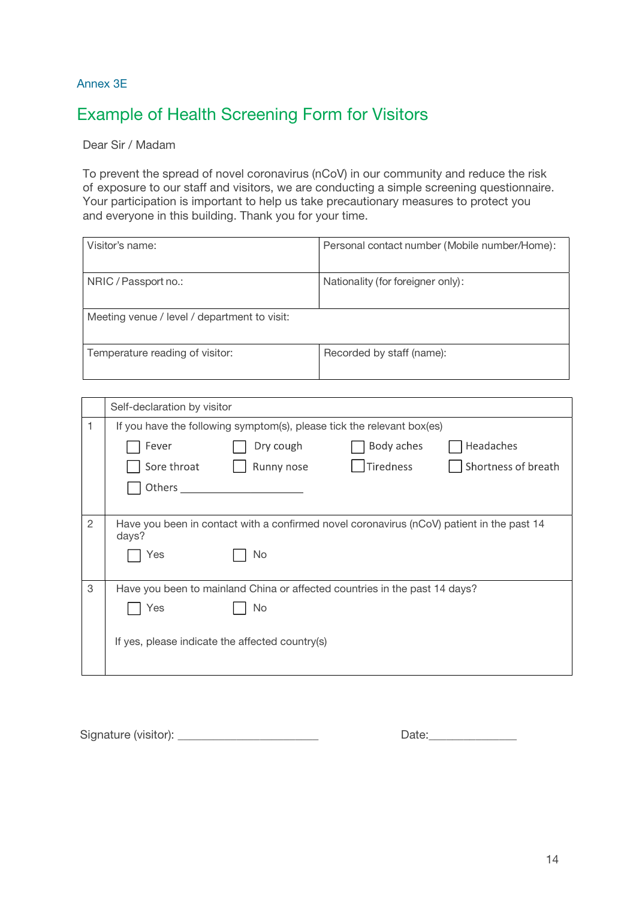Annex 3E

## Example of Health Screening Form for Visitors

Dear Sir / Madam

To prevent the spread of novel coronavirus (nCoV) in our community and reduce the risk of exposure to our staff and visitors, we are conducting a simple screening questionnaire. Your participation is important to help us take precautionary measures to protect you and everyone in this building. Thank you for your time.

| Visitor's name: | Personal contact number (Mobile number/Home): |
|---|---|
| NRIC / Passport no.: | Nationality (for foreigner only): |
| Meeting venue / level / department to visit: | |
| Temperature reading of visitor: | Recorded by staff (name): |

| | Self-declaration by visitor |
|---|---|
| 1 | If you have the following symptom(s), please tick the relevant box(es)<br>☐ Fever ☐ Dry cough ☐ Body aches ☐ Headaches<br>☐ Sore throat ☐ Runny nose ☐ Tiredness ☐ Shortness of breath<br>☐ Others ____________________ |
| 2 | Have you been in contact with a confirmed novel coronavirus (nCoV) patient in the past 14 days?<br>☐ Yes ☐ No |
| 3 | Have you been to mainland China or affected countries in the past 14 days?<br>☐ Yes ☐ No<br><br>If yes, please indicate the affected country(s) |

Signature (visitor): ______________________ Date:______________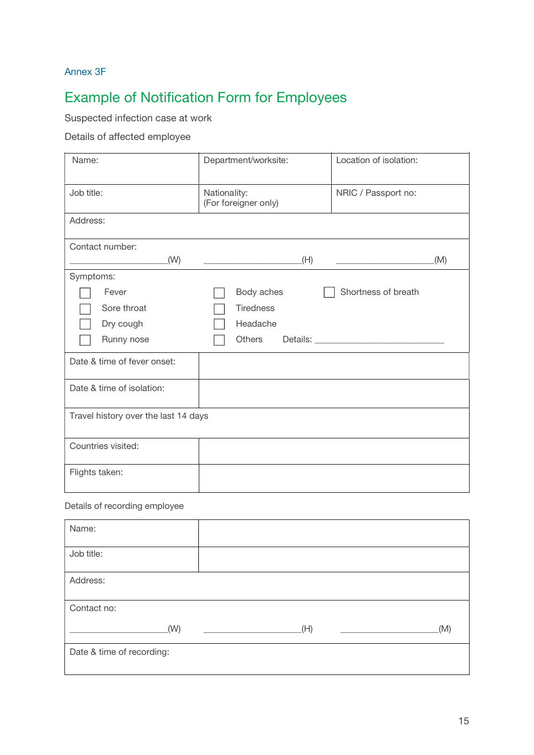Annex 3F

## Example of Notification Form for Employees

Suspected infection case at work

Details of affected employee

| Name: | Department/worksite: | Location of isolation: |
|---|---|---|
| Job title: | Nationality:<br>(For foreigner only) | NRIC / Passport no: |
| Address: | | |
| Contact number:<br>____________________(W) | ____________________(H) | ____________________(M) |
| Symptoms:<br>☐ Fever<br>☐ Sore throat<br>☐ Dry cough<br>☐ Runny nose | ☐ Body aches<br>☐ Tiredness<br>☐ Headache<br>☐ Others Details: ____________________ | ☐ Shortness of breath |
| Date & time of fever onset: | | |
| Date & time of isolation: | | |
| Travel history over the last 14 days | | |
| Countries visited: | | |
| Flights taken: | | |

Details of recording employee

| Name: | | |
|---|---|---|
| Job title: | | |
| Address: | | |
| Contact no:<br>____________________(W) | ____________________(H) | ____________________(M) |
| Date & time of recording: | | |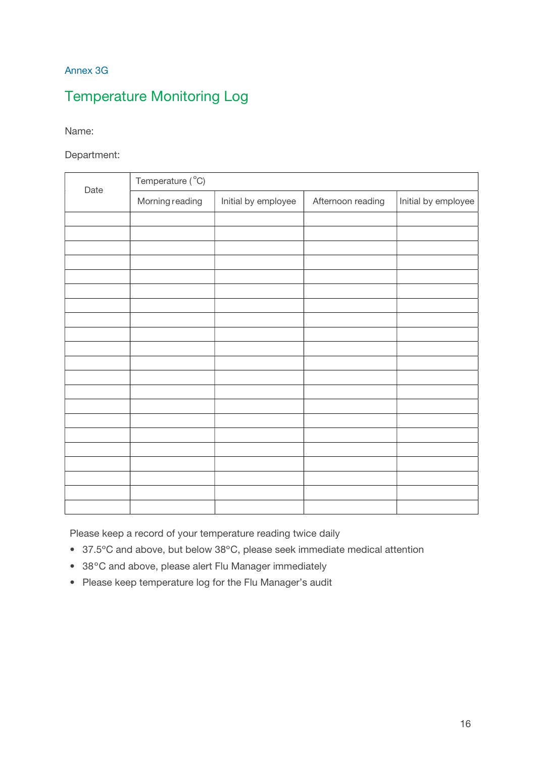Annex 3G

# Temperature Monitoring Log

Name:

Department:

| Date | Temperature (°C) | | | |
|---|---|---|---|---|
| | Morning reading | Initial by employee | Afternoon reading | Initial by employee |
| | | | | |
| | | | | |
| | | | | |
| | | | | |
| | | | | |
| | | | | |
| | | | | |
| | | | | |
| | | | | |
| | | | | |
| | | | | |
| | | | | |
| | | | | |
| | | | | |
| | | | | |
| | | | | |
| | | | | |
| | | | | |
| | | | | |
| | | | | |
| | | | | |

Please keep a record of your temperature reading twice daily

- 37.5°C and above, but below 38°C, please seek immediate medical attention
- 38°C and above, please alert Flu Manager immediately
- Please keep temperature log for the Flu Manager's audit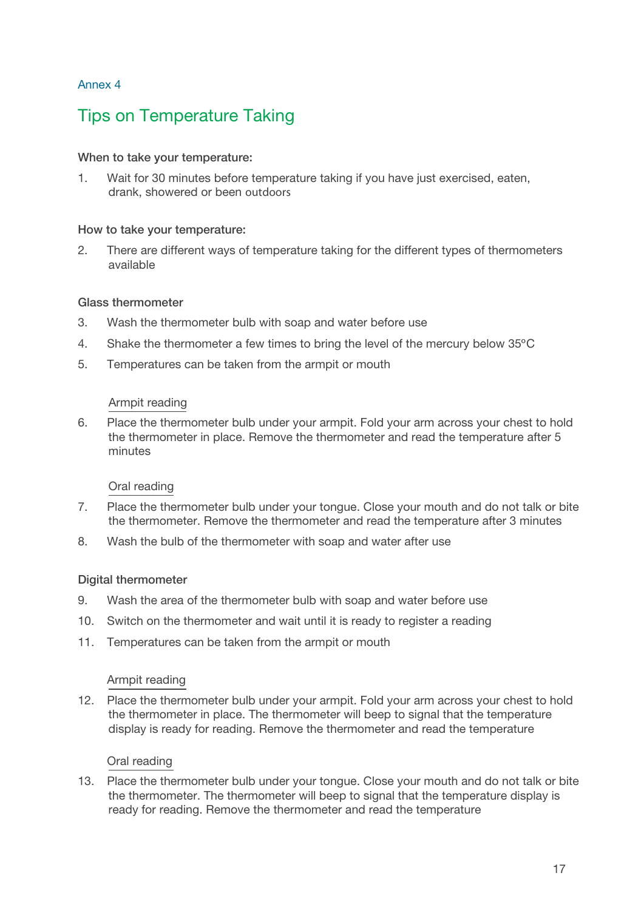Annex 4

## Tips on Temperature Taking

**When to take your temperature:**

1. Wait for 30 minutes before temperature taking if you have just exercised, eaten, drank, showered or been outdoors

**How to take your temperature:**

2. There are different ways of temperature taking for the different types of thermometers available

**Glass thermometer**

3. Wash the thermometer bulb with soap and water before use
4. Shake the thermometer a few times to bring the level of the mercury below 35ºC
5. Temperatures can be taken from the armpit or mouth

Armpit reading

6. Place the thermometer bulb under your armpit. Fold your arm across your chest to hold the thermometer in place. Remove the thermometer and read the temperature after 5 minutes

Oral reading

7. Place the thermometer bulb under your tongue. Close your mouth and do not talk or bite the thermometer. Remove the thermometer and read the temperature after 3 minutes
8. Wash the bulb of the thermometer with soap and water after use

**Digital thermometer**

9. Wash the area of the thermometer bulb with soap and water before use
10. Switch on the thermometer and wait until it is ready to register a reading
11. Temperatures can be taken from the armpit or mouth

Armpit reading

12. Place the thermometer bulb under your armpit. Fold your arm across your chest to hold the thermometer in place. The thermometer will beep to signal that the temperature display is ready for reading. Remove the thermometer and read the temperature

Oral reading

13. Place the thermometer bulb under your tongue. Close your mouth and do not talk or bite the thermometer. The thermometer will beep to signal that the temperature display is ready for reading. Remove the thermometer and read the temperature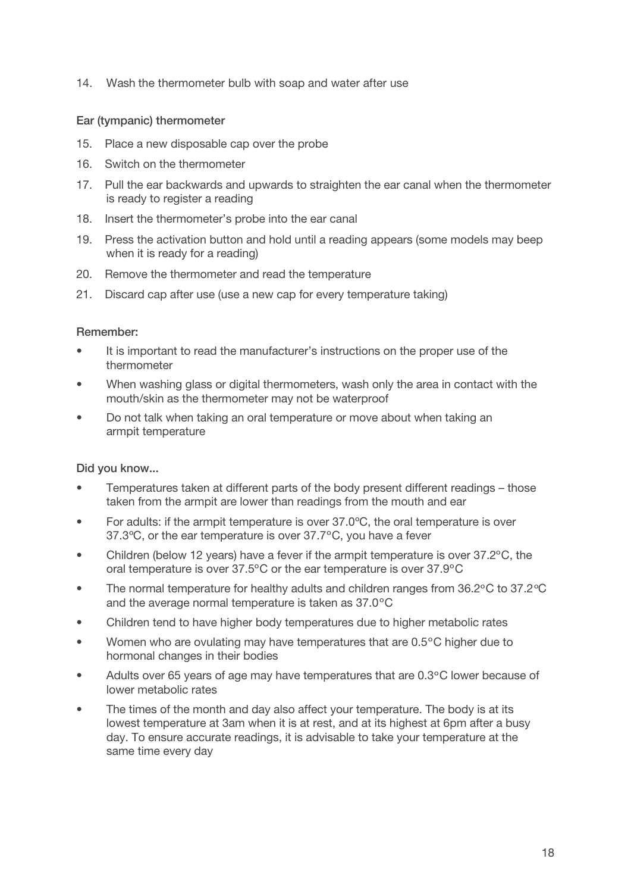14. Wash the thermometer bulb with soap and water after use

**Ear (tympanic) thermometer**

15. Place a new disposable cap over the probe
16. Switch on the thermometer
17. Pull the ear backwards and upwards to straighten the ear canal when the thermometer is ready to register a reading
18. Insert the thermometer's probe into the ear canal
19. Press the activation button and hold until a reading appears (some models may beep when it is ready for a reading)
20. Remove the thermometer and read the temperature
21. Discard cap after use (use a new cap for every temperature taking)

**Remember:**

- It is important to read the manufacturer's instructions on the proper use of the thermometer
- When washing glass or digital thermometers, wash only the area in contact with the mouth/skin as the thermometer may not be waterproof
- Do not talk when taking an oral temperature or move about when taking an armpit temperature

**Did you know...**

- Temperatures taken at different parts of the body present different readings – those taken from the armpit are lower than readings from the mouth and ear
- For adults: if the armpit temperature is over 37.0ºC, the oral temperature is over 37.3ºC, or the ear temperature is over 37.7°C, you have a fever
- Children (below 12 years) have a fever if the armpit temperature is over 37.2°C, the oral temperature is over 37.5°C or the ear temperature is over 37.9°C
- The normal temperature for healthy adults and children ranges from 36.2°C to 37.2°C and the average normal temperature is taken as 37.0°C
- Children tend to have higher body temperatures due to higher metabolic rates
- Women who are ovulating may have temperatures that are 0.5°C higher due to hormonal changes in their bodies
- Adults over 65 years of age may have temperatures that are 0.3°C lower because of lower metabolic rates
- The times of the month and day also affect your temperature. The body is at its lowest temperature at 3am when it is at rest, and at its highest at 6pm after a busy day. To ensure accurate readings, it is advisable to take your temperature at the same time every day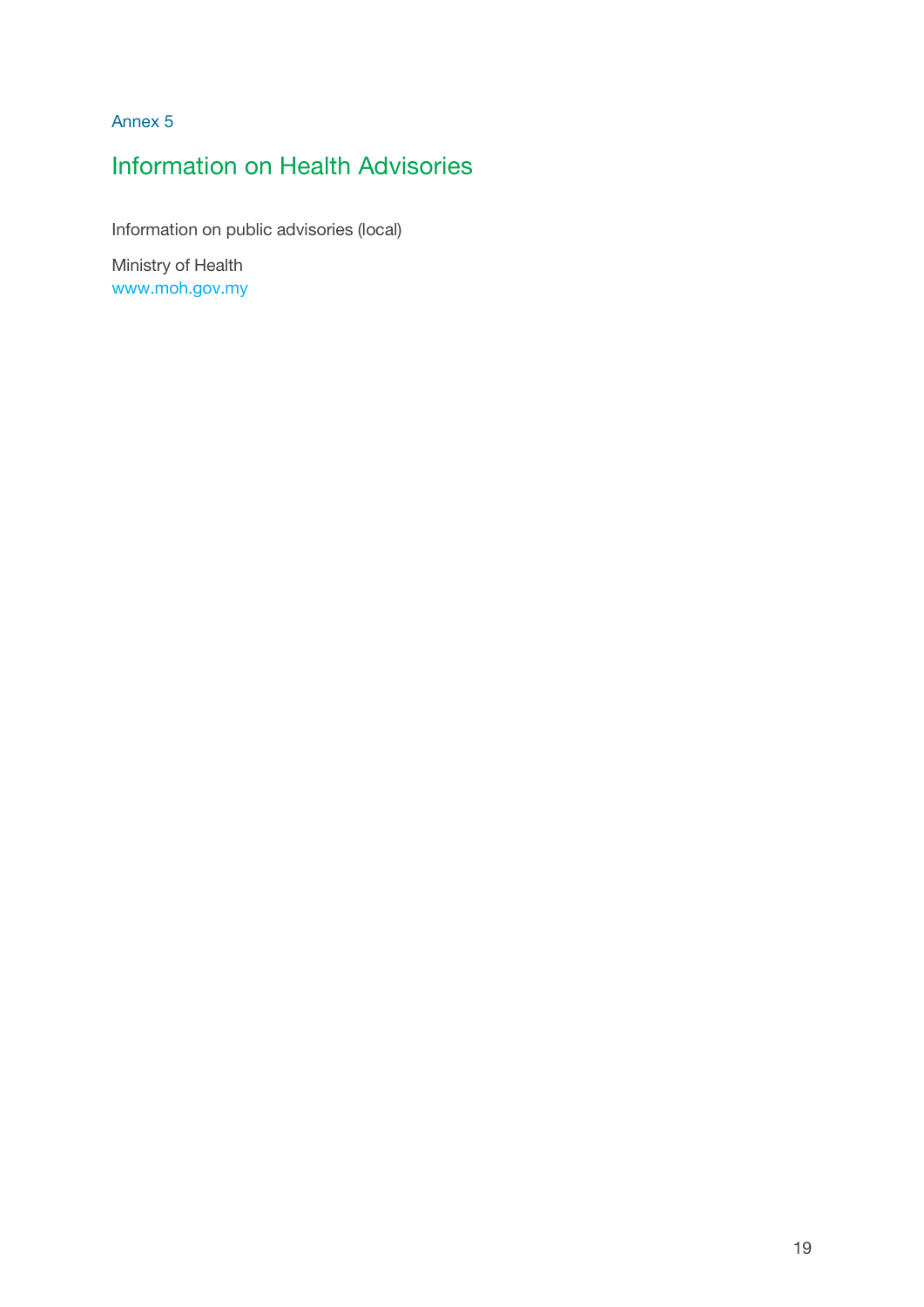Annex 5

## Information on Health Advisories

Information on public advisories (local)

Ministry of Health
www.moh.gov.my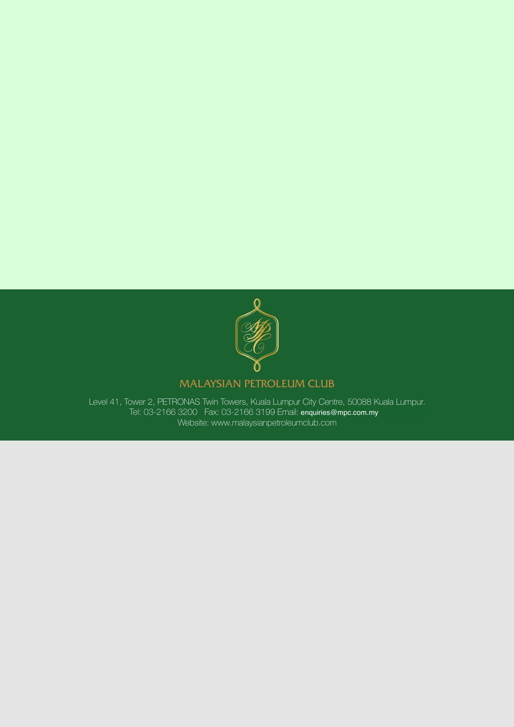MALAYSIAN PETROLEUM CLUB

Level 41, Tower 2, PETRONAS Twin Towers, Kuala Lumpur City Centre, 50088 Kuala Lumpur.
Tel: 03-2166 3200 Fax: 03-2166 3199 Email: enquiries@mpc.com.my
Website: www.malaysianpetroleumclub.com